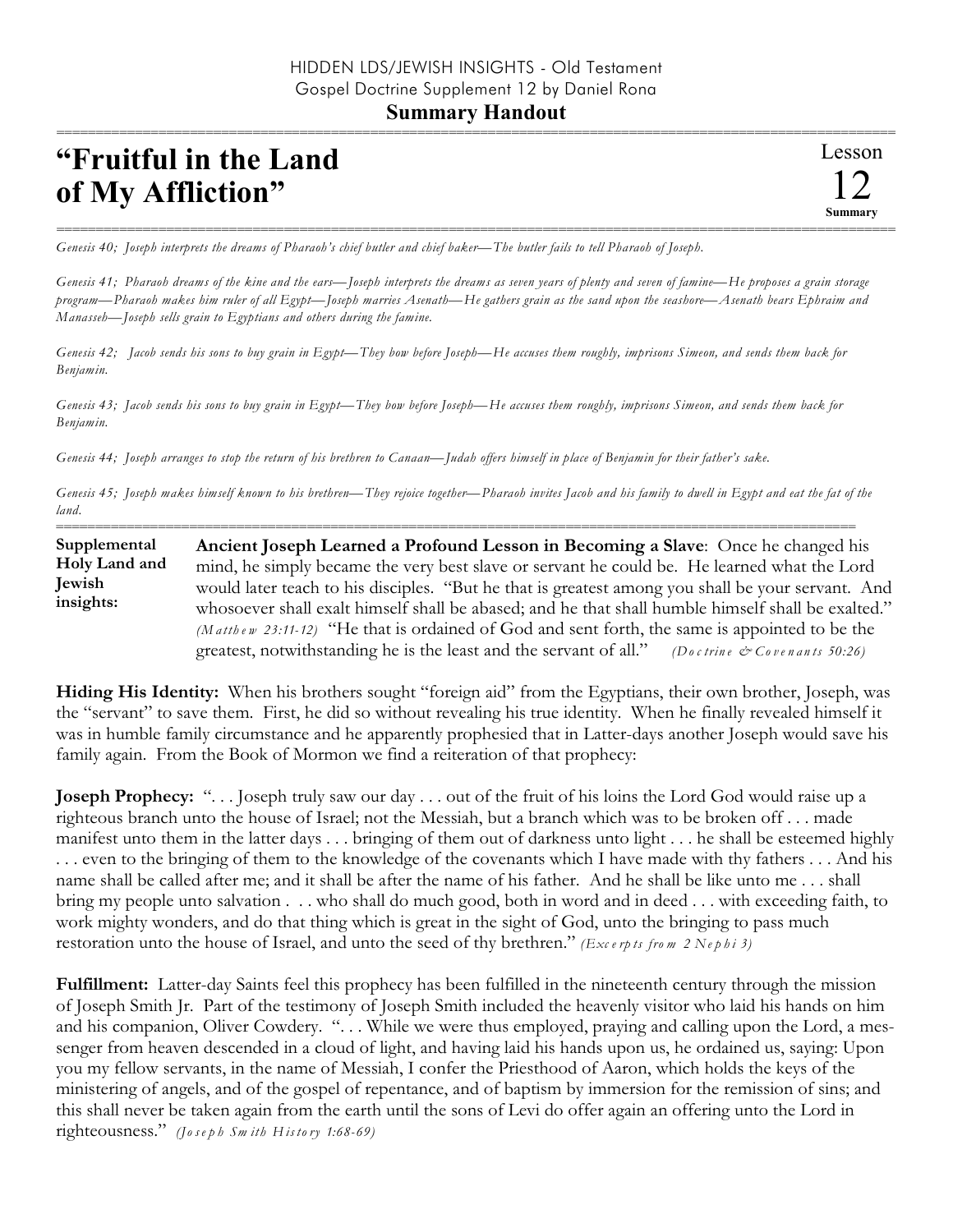HIDDEN LDS/JEWISH INSIGHTS - Old Testament
Gospel Doctrine Supplement 12 by Daniel Rona

**Summary Handout**

# "Fruitful in the Land of My Affliction"

Lesson 12 **Summary**

*Genesis 40; Joseph interprets the dreams of Pharaoh's chief butler and chief baker—The butler fails to tell Pharaoh of Joseph.*

*Genesis 41; Pharaoh dreams of the kine and the ears—Joseph interprets the dreams as seven years of plenty and seven of famine—He proposes a grain storage program—Pharaoh makes him ruler of all Egypt—Joseph marries Asenath—He gathers grain as the sand upon the seashore—Asenath bears Ephraim and Manasseh—Joseph sells grain to Egyptians and others during the famine.*

*Genesis 42; Jacob sends his sons to buy grain in Egypt—They bow before Joseph—He accuses them roughly, imprisons Simeon, and sends them back for Benjamin.*

*Genesis 43; Jacob sends his sons to buy grain in Egypt—They bow before Joseph—He accuses them roughly, imprisons Simeon, and sends them back for Benjamin.*

*Genesis 44; Joseph arranges to stop the return of his brethren to Canaan—Judah offers himself in place of Benjamin for their father's sake.*

*Genesis 45; Joseph makes himself known to his brethren—They rejoice together—Pharaoh invites Jacob and his family to dwell in Egypt and eat the fat of the land.*

**Supplemental Holy Land and Jewish insights:**

**Ancient Joseph Learned a Profound Lesson in Becoming a Slave**: Once he changed his mind, he simply became the very best slave or servant he could be. He learned what the Lord would later teach to his disciples. "But he that is greatest among you shall be your servant. And whosoever shall exalt himself shall be abased; and he that shall humble himself shall be exalted." *(Matthew 23:11-12)* "He that is ordained of God and sent forth, the same is appointed to be the greatest, notwithstanding he is the least and the servant of all." *(Doctrine & Covenants 50:26)*

**Hiding His Identity:** When his brothers sought "foreign aid" from the Egyptians, their own brother, Joseph, was the "servant" to save them. First, he did so without revealing his true identity. When he finally revealed himself it was in humble family circumstance and he apparently prophesied that in Latter-days another Joseph would save his family again. From the Book of Mormon we find a reiteration of that prophecy:

**Joseph Prophecy:** ". . . Joseph truly saw our day . . . out of the fruit of his loins the Lord God would raise up a righteous branch unto the house of Israel; not the Messiah, but a branch which was to be broken off . . . made manifest unto them in the latter days . . . bringing of them out of darkness unto light . . . he shall be esteemed highly . . . even to the bringing of them to the knowledge of the covenants which I have made with thy fathers . . . And his name shall be called after me; and it shall be after the name of his father. And he shall be like unto me . . . shall bring my people unto salvation . . . who shall do much good, both in word and in deed . . . with exceeding faith, to work mighty wonders, and do that thing which is great in the sight of God, unto the bringing to pass much restoration unto the house of Israel, and unto the seed of thy brethren." *(Excerpts from 2 Nephi 3)*

**Fulfillment:** Latter-day Saints feel this prophecy has been fulfilled in the nineteenth century through the mission of Joseph Smith Jr. Part of the testimony of Joseph Smith included the heavenly visitor who laid his hands on him and his companion, Oliver Cowdery. ". . . While we were thus employed, praying and calling upon the Lord, a messenger from heaven descended in a cloud of light, and having laid his hands upon us, he ordained us, saying: Upon you my fellow servants, in the name of Messiah, I confer the Priesthood of Aaron, which holds the keys of the ministering of angels, and of the gospel of repentance, and of baptism by immersion for the remission of sins; and this shall never be taken again from the earth until the sons of Levi do offer again an offering unto the Lord in righteousness." *(Joseph Smith History 1:68-69)*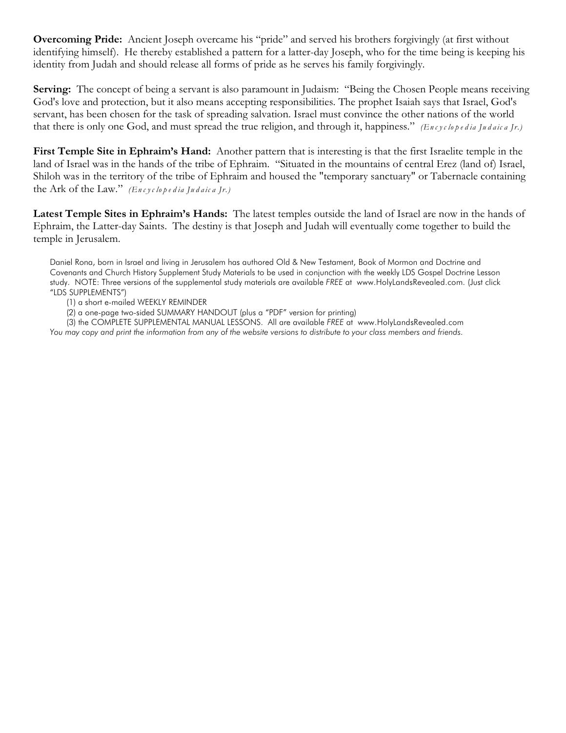**Overcoming Pride:** Ancient Joseph overcame his "pride" and served his brothers forgivingly (at first without identifying himself). He thereby established a pattern for a latter-day Joseph, who for the time being is keeping his identity from Judah and should release all forms of pride as he serves his family forgivingly.

**Serving:** The concept of being a servant is also paramount in Judaism: "Being the Chosen People means receiving God's love and protection, but it also means accepting responsibilities. The prophet Isaiah says that Israel, God's servant, has been chosen for the task of spreading salvation. Israel must convince the other nations of the world that there is only one God, and must spread the true religion, and through it, happiness." *(Encyclopedia Judaica Jr.)*

**First Temple Site in Ephraim's Hand:** Another pattern that is interesting is that the first Israelite temple in the land of Israel was in the hands of the tribe of Ephraim. "Situated in the mountains of central Erez (land of) Israel, Shiloh was in the territory of the tribe of Ephraim and housed the "temporary sanctuary" or Tabernacle containing the Ark of the Law." *(Encyclopedia Judaica Jr.)*

**Latest Temple Sites in Ephraim's Hands:** The latest temples outside the land of Israel are now in the hands of Ephraim, the Latter-day Saints. The destiny is that Joseph and Judah will eventually come together to build the temple in Jerusalem.

Daniel Rona, born in Israel and living in Jerusalem has authored Old & New Testament, Book of Mormon and Doctrine and Covenants and Church History Supplement Study Materials to be used in conjunction with the weekly LDS Gospel Doctrine Lesson study. NOTE: Three versions of the supplemental study materials are available *FREE* at www.HolyLandsRevealed.com. (Just click "LDS SUPPLEMENTS")

(1) a short e-mailed WEEKLY REMINDER
(2) a one-page two-sided SUMMARY HANDOUT (plus a "PDF" version for printing)
(3) the COMPLETE SUPPLEMENTAL MANUAL LESSONS. All are available *FREE* at www.HolyLandsRevealed.com

*You may copy and print the information from any of the website versions to distribute to your class members and friends.*